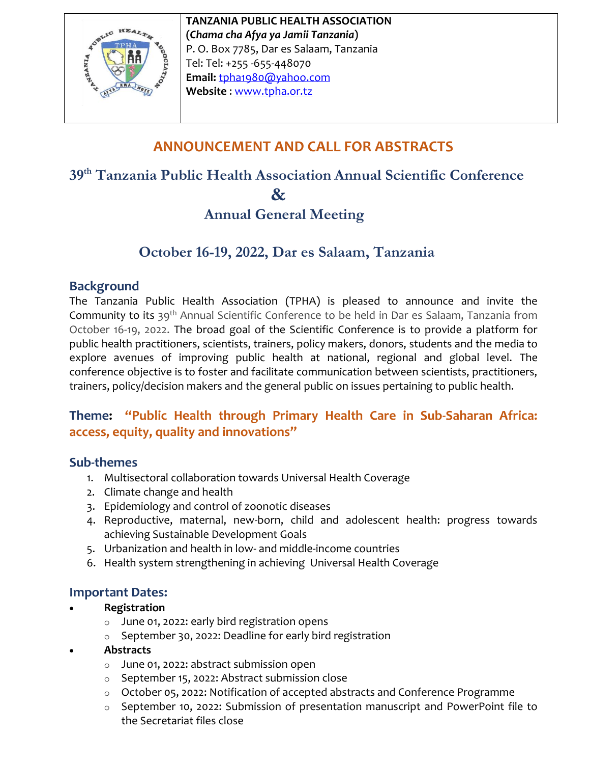**TANZANIA PUBLIC HEALTH ASSOCIATION**
(***Chama cha Afya ya Jamii Tanzania***)
P. O. Box 7785, Dar es Salaam, Tanzania
Tel: Tel: +255 -655-448070
**Email:** tpha1980@yahoo.com
**Website** : www.tpha.or.tz

# ANNOUNCEMENT AND CALL FOR ABSTRACTS

## 39th Tanzania Public Health Association Annual Scientific Conference & Annual General Meeting

## October 16-19, 2022, Dar es Salaam, Tanzania

### Background

The Tanzania Public Health Association (TPHA) is pleased to announce and invite the Community to its 39th Annual Scientific Conference to be held in Dar es Salaam, Tanzania from October 16-19, 2022. The broad goal of the Scientific Conference is to provide a platform for public health practitioners, scientists, trainers, policy makers, donors, students and the media to explore avenues of improving public health at national, regional and global level. The conference objective is to foster and facilitate communication between scientists, practitioners, trainers, policy/decision makers and the general public on issues pertaining to public health.

### Theme: "Public Health through Primary Health Care in Sub-Saharan Africa: access, equity, quality and innovations"

### Sub-themes

1. Multisectoral collaboration towards Universal Health Coverage
2. Climate change and health
3. Epidemiology and control of zoonotic diseases
4. Reproductive, maternal, new-born, child and adolescent health: progress towards achieving Sustainable Development Goals
5. Urbanization and health in low- and middle-income countries
6. Health system strengthening in achieving Universal Health Coverage

### Important Dates:

- **Registration**
  - June 01, 2022: early bird registration opens
  - September 30, 2022: Deadline for early bird registration
- **Abstracts**
  - June 01, 2022: abstract submission open
  - September 15, 2022: Abstract submission close
  - October 05, 2022: Notification of accepted abstracts and Conference Programme
  - September 10, 2022: Submission of presentation manuscript and PowerPoint file to the Secretariat files close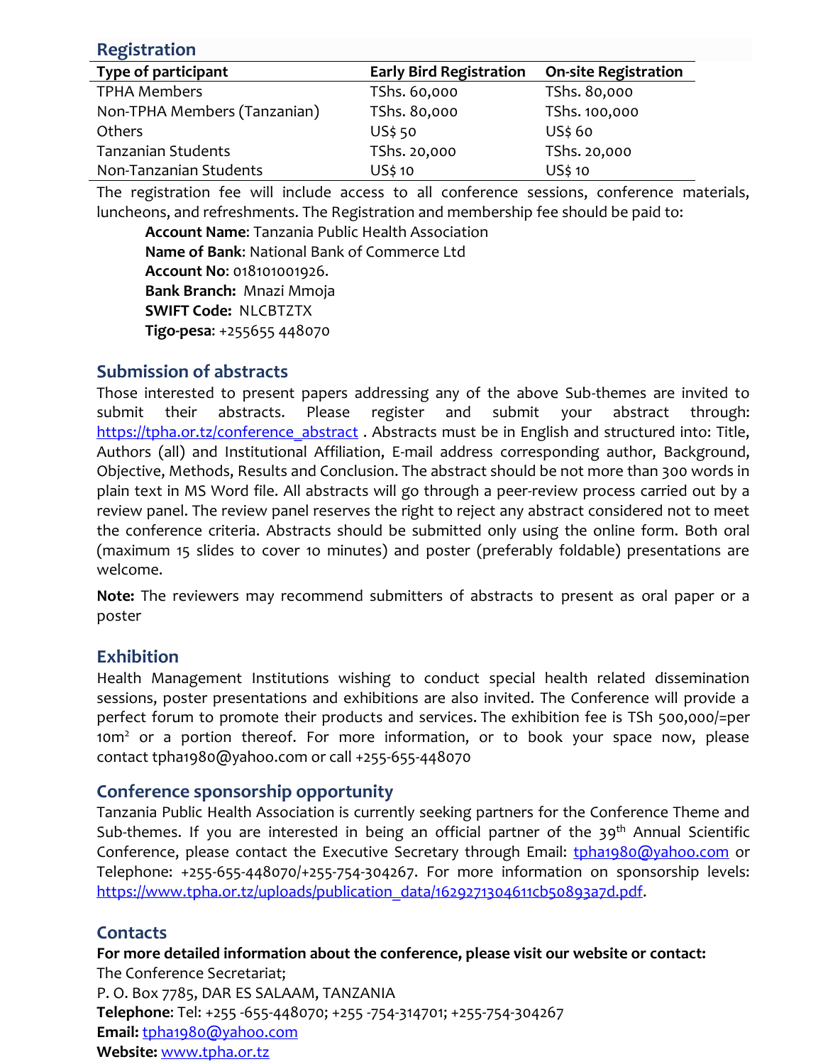## Registration

| Type of participant | Early Bird Registration | On-site Registration |
|---|---|---|
| TPHA Members | TShs. 60,000 | TShs. 80,000 |
| Non-TPHA Members (Tanzanian) | TShs. 80,000 | TShs. 100,000 |
| Others | US$ 50 | US$ 60 |
| Tanzanian Students | TShs. 20,000 | TShs. 20,000 |
| Non-Tanzanian Students | US$ 10 | US$ 10 |

The registration fee will include access to all conference sessions, conference materials, luncheons, and refreshments. The Registration and membership fee should be paid to:

**Account Name**: Tanzania Public Health Association
**Name of Bank**: National Bank of Commerce Ltd
**Account No**: 018101001926.
**Bank Branch:** Mnazi Mmoja
**SWIFT Code:** NLCBTZTX
**Tigo-pesa**: +255655 448070

## Submission of abstracts

Those interested to present papers addressing any of the above Sub-themes are invited to submit their abstracts. Please register and submit your abstract through: https://tpha.or.tz/conference_abstract . Abstracts must be in English and structured into: Title, Authors (all) and Institutional Affiliation, E-mail address corresponding author, Background, Objective, Methods, Results and Conclusion. The abstract should be not more than 300 words in plain text in MS Word file. All abstracts will go through a peer-review process carried out by a review panel. The review panel reserves the right to reject any abstract considered not to meet the conference criteria. Abstracts should be submitted only using the online form. Both oral (maximum 15 slides to cover 10 minutes) and poster (preferably foldable) presentations are welcome.

**Note:** The reviewers may recommend submitters of abstracts to present as oral paper or a poster

## Exhibition

Health Management Institutions wishing to conduct special health related dissemination sessions, poster presentations and exhibitions are also invited. The Conference will provide a perfect forum to promote their products and services. The exhibition fee is TSh 500,000/=per 10m² or a portion thereof. For more information, or to book your space now, please contact tpha1980@yahoo.com or call +255-655-448070

## Conference sponsorship opportunity

Tanzania Public Health Association is currently seeking partners for the Conference Theme and Sub-themes. If you are interested in being an official partner of the 39th Annual Scientific Conference, please contact the Executive Secretary through Email: tpha1980@yahoo.com or Telephone: +255-655-448070/+255-754-304267. For more information on sponsorship levels: https://www.tpha.or.tz/uploads/publication_data/1629271304611cb50893a7d.pdf.

## Contacts

**For more detailed information about the conference, please visit our website or contact:**
The Conference Secretariat;
P. O. Box 7785, DAR ES SALAAM, TANZANIA
**Telephone**: Tel: +255 -655-448070; +255 -754-314701; +255-754-304267
**Email:** tpha1980@yahoo.com
**Website:** www.tpha.or.tz